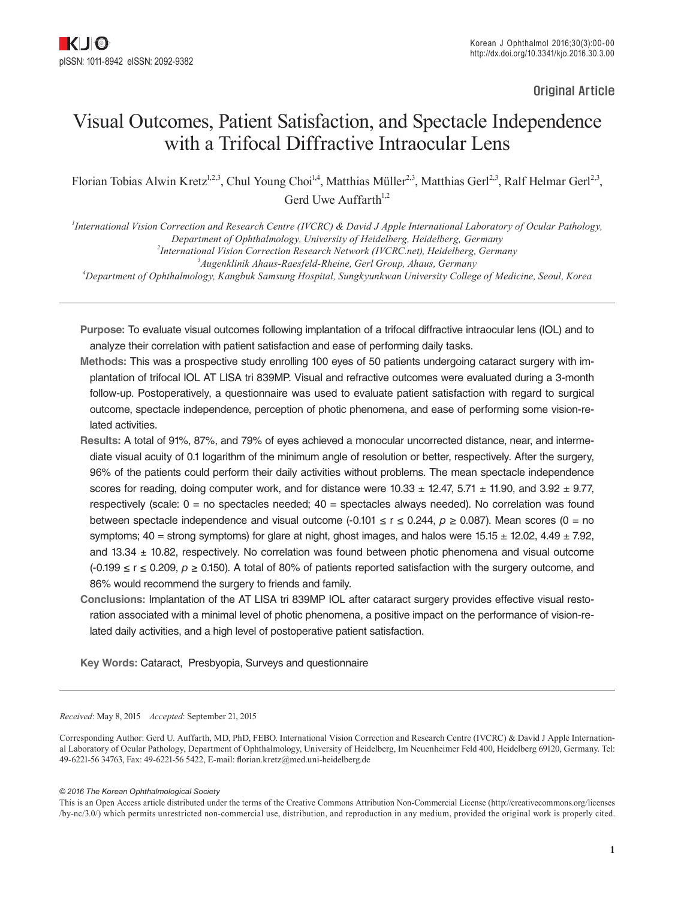Original Article

# Visual Outcomes, Patient Satisfaction, and Spectacle Independence with a Trifocal Diffractive Intraocular Lens

Florian Tobias Alwin Kretz[1,2,3], Chul Young Choi[1,4], Matthias Müller[2,3], Matthias Gerl[2,3], Ralf Helmar Gerl[2,3], Gerd Uwe Auffarth[1,2]

[1]*International Vision Correction and Research Centre (IVCRC) & David J Apple International Laboratory of Ocular Pathology, Department of Ophthalmology, University of Heidelberg, Heidelberg, Germany*
[2]*International Vision Correction Research Network (IVCRC.net), Heidelberg, Germany*
[3]*Augenklinik Ahaus-Raesfeld-Rheine, Gerl Group, Ahaus, Germany*
[4]*Department of Ophthalmology, Kangbuk Samsung Hospital, Sungkyunkwan University College of Medicine, Seoul, Korea*

**Purpose:** To evaluate visual outcomes following implantation of a trifocal diffractive intraocular lens (IOL) and to analyze their correlation with patient satisfaction and ease of performing daily tasks.

**Methods:** This was a prospective study enrolling 100 eyes of 50 patients undergoing cataract surgery with implantation of trifocal IOL AT LISA tri 839MP. Visual and refractive outcomes were evaluated during a 3-month follow-up. Postoperatively, a questionnaire was used to evaluate patient satisfaction with regard to surgical outcome, spectacle independence, perception of photic phenomena, and ease of performing some vision-related activities.

**Results:** A total of 91%, 87%, and 79% of eyes achieved a monocular uncorrected distance, near, and intermediate visual acuity of 0.1 logarithm of the minimum angle of resolution or better, respectively. After the surgery, 96% of the patients could perform their daily activities without problems. The mean spectacle independence scores for reading, doing computer work, and for distance were 10.33 ± 12.47, 5.71 ± 11.90, and 3.92 ± 9.77, respectively (scale: 0 = no spectacles needed; 40 = spectacles always needed). No correlation was found between spectacle independence and visual outcome ($-0.101 \leq r \leq 0.244$, $p \geq 0.087$). Mean scores (0 = no symptoms; 40 = strong symptoms) for glare at night, ghost images, and halos were 15.15 ± 12.02, 4.49 ± 7.92, and 13.34 ± 10.82, respectively. No correlation was found between photic phenomena and visual outcome ($-0.199 \leq r \leq 0.209$, $p \geq 0.150$). A total of 80% of patients reported satisfaction with the surgery outcome, and 86% would recommend the surgery to friends and family.

**Conclusions:** Implantation of the AT LISA tri 839MP IOL after cataract surgery provides effective visual restoration associated with a minimal level of photic phenomena, a positive impact on the performance of vision-related daily activities, and a high level of postoperative patient satisfaction.

**Key Words:** Cataract, Presbyopia, Surveys and questionnaire

*Received*: May 8, 2015 *Accepted*: September 21, 2015

Corresponding Author: Gerd U. Auffarth, MD, PhD, FEBO. International Vision Correction and Research Centre (IVCRC) & David J Apple International Laboratory of Ocular Pathology, Department of Ophthalmology, University of Heidelberg, Im Neuenheimer Feld 400, Heidelberg 69120, Germany. Tel: 49-6221-56 34763, Fax: 49-6221-56 5422, E-mail: florian.kretz@med.uni-heidelberg.de

*© 2016 The Korean Ophthalmological Society*

This is an Open Access article distributed under the terms of the Creative Commons Attribution Non-Commercial License (http://creativecommons.org/licenses/by-nc/3.0/) which permits unrestricted non-commercial use, distribution, and reproduction in any medium, provided the original work is properly cited.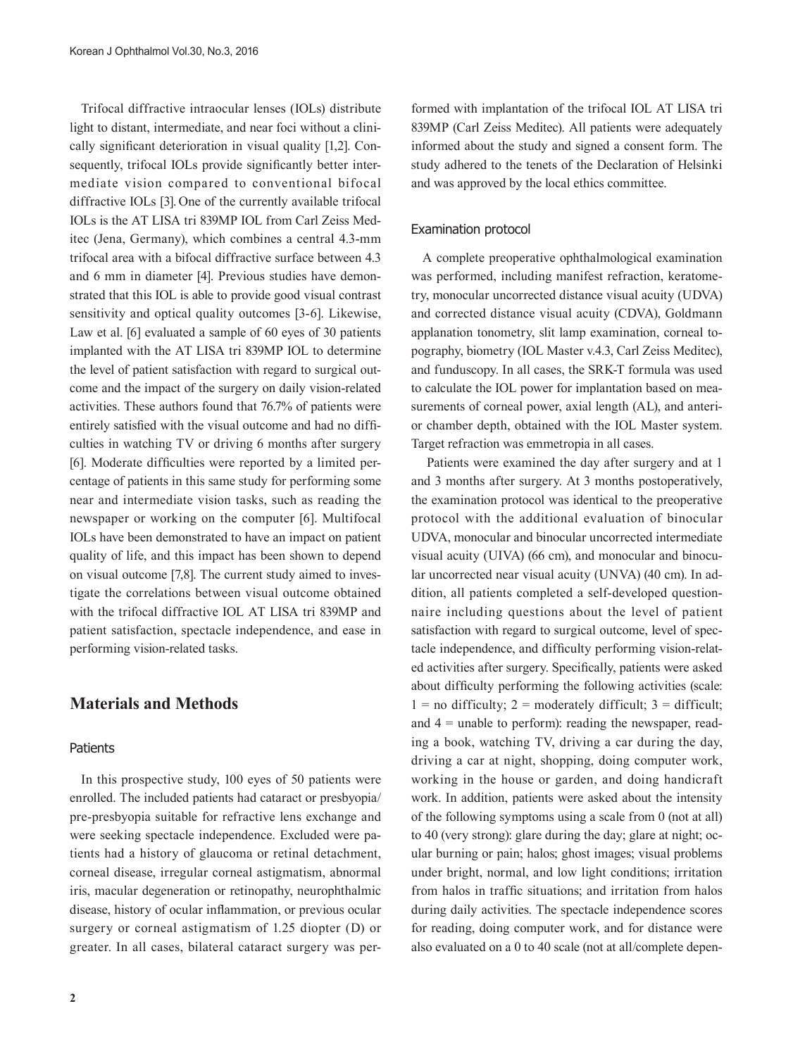Trifocal diffractive intraocular lenses (IOLs) distribute light to distant, intermediate, and near foci without a clinically significant deterioration in visual quality [1,2]. Consequently, trifocal IOLs provide significantly better intermediate vision compared to conventional bifocal diffractive IOLs [3]. One of the currently available trifocal IOLs is the AT LISA tri 839MP IOL from Carl Zeiss Meditec (Jena, Germany), which combines a central 4.3-mm trifocal area with a bifocal diffractive surface between 4.3 and 6 mm in diameter [4]. Previous studies have demonstrated that this IOL is able to provide good visual contrast sensitivity and optical quality outcomes [3-6]. Likewise, Law et al. [6] evaluated a sample of 60 eyes of 30 patients implanted with the AT LISA tri 839MP IOL to determine the level of patient satisfaction with regard to surgical outcome and the impact of the surgery on daily vision-related activities. These authors found that 76.7% of patients were entirely satisfied with the visual outcome and had no difficulties in watching TV or driving 6 months after surgery [6]. Moderate difficulties were reported by a limited percentage of patients in this same study for performing some near and intermediate vision tasks, such as reading the newspaper or working on the computer [6]. Multifocal IOLs have been demonstrated to have an impact on patient quality of life, and this impact has been shown to depend on visual outcome [7,8]. The current study aimed to investigate the correlations between visual outcome obtained with the trifocal diffractive IOL AT LISA tri 839MP and patient satisfaction, spectacle independence, and ease in performing vision-related tasks.

## Materials and Methods

### Patients

In this prospective study, 100 eyes of 50 patients were enrolled. The included patients had cataract or presbyopia/pre-presbyopia suitable for refractive lens exchange and were seeking spectacle independence. Excluded were patients had a history of glaucoma or retinal detachment, corneal disease, irregular corneal astigmatism, abnormal iris, macular degeneration or retinopathy, neurophthalmic disease, history of ocular inflammation, or previous ocular surgery or corneal astigmatism of 1.25 diopter (D) or greater. In all cases, bilateral cataract surgery was performed with implantation of the trifocal IOL AT LISA tri 839MP (Carl Zeiss Meditec). All patients were adequately informed about the study and signed a consent form. The study adhered to the tenets of the Declaration of Helsinki and was approved by the local ethics committee.

### Examination protocol

A complete preoperative ophthalmological examination was performed, including manifest refraction, keratometry, monocular uncorrected distance visual acuity (UDVA) and corrected distance visual acuity (CDVA), Goldmann applanation tonometry, slit lamp examination, corneal topography, biometry (IOL Master v.4.3, Carl Zeiss Meditec), and funduscopy. In all cases, the SRK-T formula was used to calculate the IOL power for implantation based on measurements of corneal power, axial length (AL), and anterior chamber depth, obtained with the IOL Master system. Target refraction was emmetropia in all cases.

Patients were examined the day after surgery and at 1 and 3 months after surgery. At 3 months postoperatively, the examination protocol was identical to the preoperative protocol with the additional evaluation of binocular UDVA, monocular and binocular uncorrected intermediate visual acuity (UIVA) (66 cm), and monocular and binocular uncorrected near visual acuity (UNVA) (40 cm). In addition, all patients completed a self-developed questionnaire including questions about the level of patient satisfaction with regard to surgical outcome, level of spectacle independence, and difficulty performing vision-related activities after surgery. Specifically, patients were asked about difficulty performing the following activities (scale: 1 = no difficulty; 2 = moderately difficult; 3 = difficult; and 4 = unable to perform): reading the newspaper, reading a book, watching TV, driving a car during the day, driving a car at night, shopping, doing computer work, working in the house or garden, and doing handicraft work. In addition, patients were asked about the intensity of the following symptoms using a scale from 0 (not at all) to 40 (very strong): glare during the day; glare at night; ocular burning or pain; halos; ghost images; visual problems under bright, normal, and low light conditions; irritation from halos in traffic situations; and irritation from halos during daily activities. The spectacle independence scores for reading, doing computer work, and for distance were also evaluated on a 0 to 40 scale (not at all/complete depen-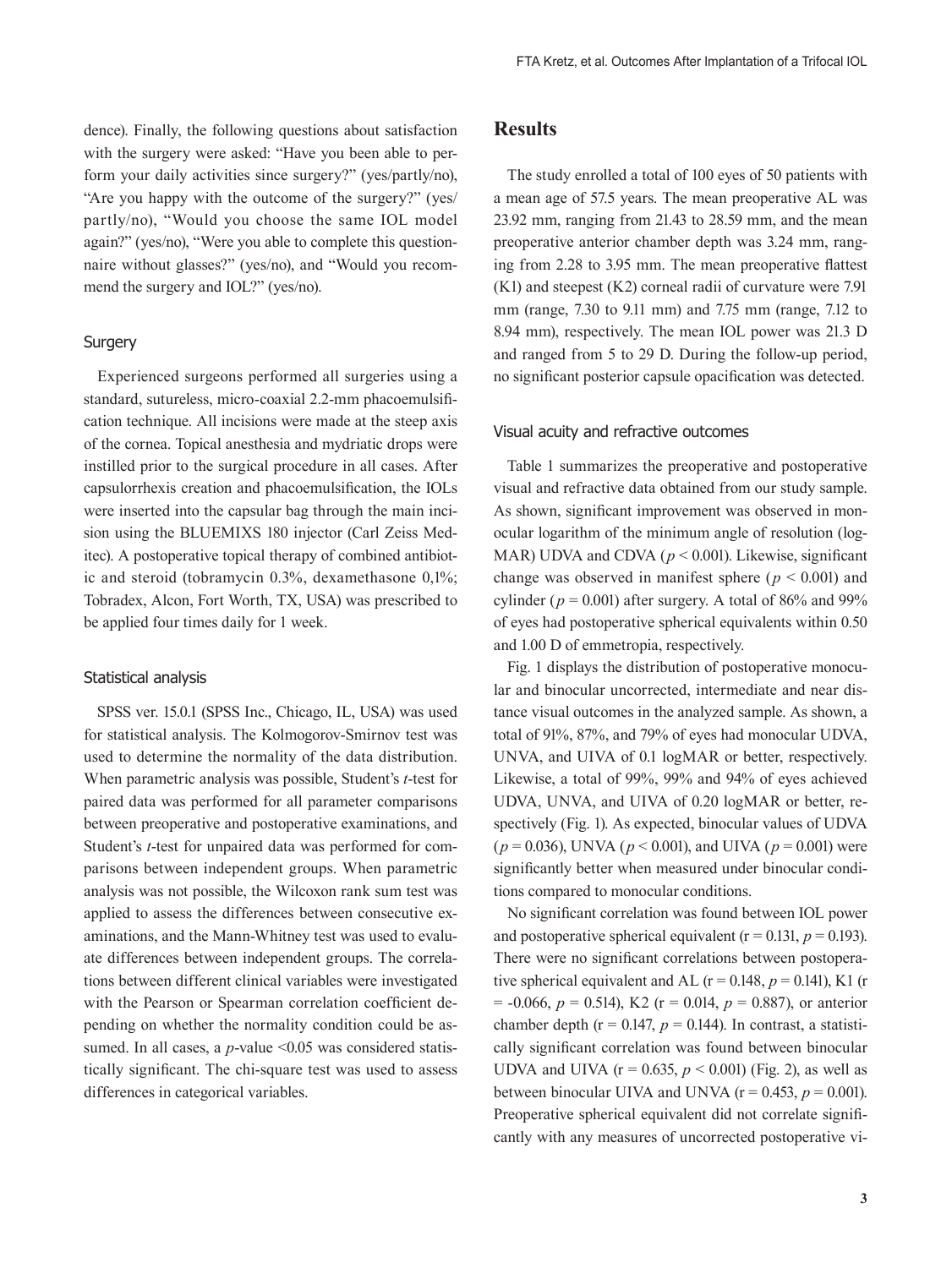dence). Finally, the following questions about satisfaction with the surgery were asked: "Have you been able to perform your daily activities since surgery?" (yes/partly/no), "Are you happy with the outcome of the surgery?" (yes/partly/no), "Would you choose the same IOL model again?" (yes/no), "Were you able to complete this questionnaire without glasses?" (yes/no), and "Would you recommend the surgery and IOL?" (yes/no).

### Surgery

Experienced surgeons performed all surgeries using a standard, sutureless, micro-coaxial 2.2-mm phacoemulsification technique. All incisions were made at the steep axis of the cornea. Topical anesthesia and mydriatic drops were instilled prior to the surgical procedure in all cases. After capsulorrhexis creation and phacoemulsification, the IOLs were inserted into the capsular bag through the main incision using the BLUEMIXS 180 injector (Carl Zeiss Meditec). A postoperative topical therapy of combined antibiotic and steroid (tobramycin 0.3%, dexamethasone 0,1%; Tobradex, Alcon, Fort Worth, TX, USA) was prescribed to be applied four times daily for 1 week.

### Statistical analysis

SPSS ver. 15.0.1 (SPSS Inc., Chicago, IL, USA) was used for statistical analysis. The Kolmogorov-Smirnov test was used to determine the normality of the data distribution. When parametric analysis was possible, Student's *t*-test for paired data was performed for all parameter comparisons between preoperative and postoperative examinations, and Student's *t*-test for unpaired data was performed for comparisons between independent groups. When parametric analysis was not possible, the Wilcoxon rank sum test was applied to assess the differences between consecutive examinations, and the Mann-Whitney test was used to evaluate differences between independent groups. The correlations between different clinical variables were investigated with the Pearson or Spearman correlation coefficient depending on whether the normality condition could be assumed. In all cases, a $p$-value $<0.05$ was considered statistically significant. The chi-square test was used to assess differences in categorical variables.

## Results

The study enrolled a total of 100 eyes of 50 patients with a mean age of 57.5 years. The mean preoperative AL was 23.92 mm, ranging from 21.43 to 28.59 mm, and the mean preoperative anterior chamber depth was 3.24 mm, ranging from 2.28 to 3.95 mm. The mean preoperative flattest (K1) and steepest (K2) corneal radii of curvature were 7.91 mm (range, 7.30 to 9.11 mm) and 7.75 mm (range, 7.12 to 8.94 mm), respectively. The mean IOL power was 21.3 D and ranged from 5 to 29 D. During the follow-up period, no significant posterior capsule opacification was detected.

### Visual acuity and refractive outcomes

Table 1 summarizes the preoperative and postoperative visual and refractive data obtained from our study sample. As shown, significant improvement was observed in monocular logarithm of the minimum angle of resolution (logMAR) UDVA and CDVA ($p < 0.001$). Likewise, significant change was observed in manifest sphere ($p < 0.001$) and cylinder ($p = 0.001$) after surgery. A total of 86% and 99% of eyes had postoperative spherical equivalents within 0.50 and 1.00 D of emmetropia, respectively.

Fig. 1 displays the distribution of postoperative monocular and binocular uncorrected, intermediate and near distance visual outcomes in the analyzed sample. As shown, a total of 91%, 87%, and 79% of eyes had monocular UDVA, UNVA, and UIVA of 0.1 logMAR or better, respectively. Likewise, a total of 99%, 99% and 94% of eyes achieved UDVA, UNVA, and UIVA of 0.20 logMAR or better, respectively (Fig. 1). As expected, binocular values of UDVA ($p = 0.036$), UNVA ($p < 0.001$), and UIVA ($p = 0.001$) were significantly better when measured under binocular conditions compared to monocular conditions.

No significant correlation was found between IOL power and postoperative spherical equivalent ($r = 0.131$, $p = 0.193$). There were no significant correlations between postoperative spherical equivalent and AL ($r = 0.148$, $p = 0.141$), K1 ($r = -0.066$, $p = 0.514$), K2 ($r = 0.014$, $p = 0.887$), or anterior chamber depth ($r = 0.147$, $p = 0.144$). In contrast, a statistically significant correlation was found between binocular UDVA and UIVA ($r = 0.635$, $p < 0.001$) (Fig. 2), as well as between binocular UIVA and UNVA ($r = 0.453$, $p = 0.001$). Preoperative spherical equivalent did not correlate significantly with any measures of uncorrected postoperative vi-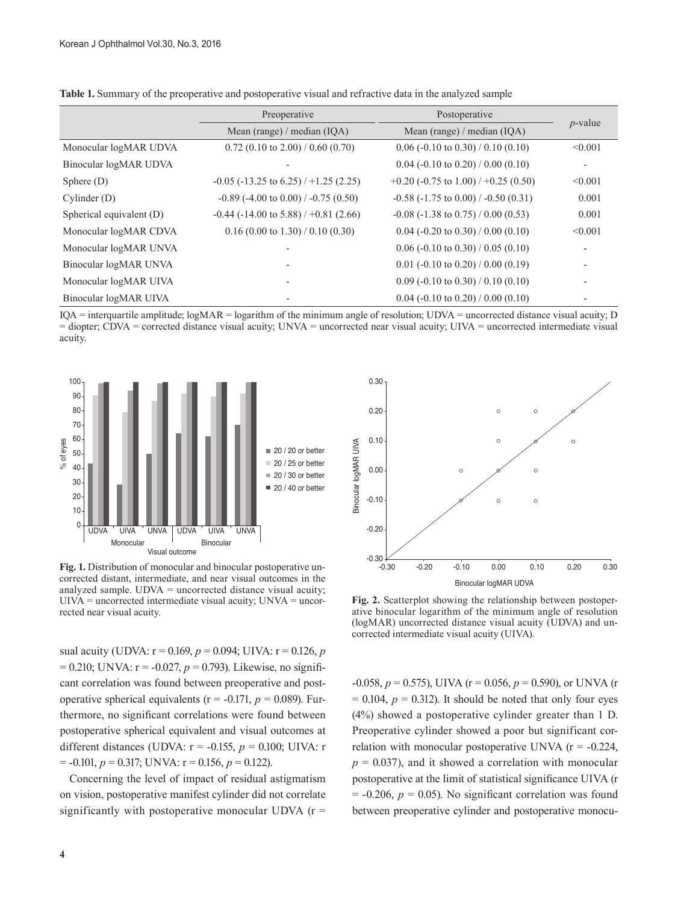**Table 1.** Summary of the preoperative and postoperative visual and refractive data in the analyzed sample

| | Preoperative | Postoperative | *p*-value |
|---|---|---|---|
| | Mean (range) / median (IQA) | Mean (range) / median (IQA) | |
| Monocular logMAR UDVA | 0.72 (0.10 to 2.00) / 0.60 (0.70) | 0.06 (-0.10 to 0.30) / 0.10 (0.10) | <0.001 |
| Binocular logMAR UDVA | - | 0.04 (-0.10 to 0.20) / 0.00 (0.10) | - |
| Sphere (D) | -0.05 (-13.25 to 6.25) / +1.25 (2.25) | +0.20 (-0.75 to 1.00) / +0.25 (0.50) | <0.001 |
| Cylinder (D) | -0.89 (-4.00 to 0.00) / -0.75 (0.50) | -0.58 (-1.75 to 0.00) / -0.50 (0.31) | 0.001 |
| Spherical equivalent (D) | -0.44 (-14.00 to 5.88) / +0.81 (2.66) | -0.08 (-1.38 to 0.75) / 0.00 (0.53) | 0.001 |
| Monocular logMAR CDVA | 0.16 (0.00 to 1.30) / 0.10 (0.30) | 0.04 (-0.20 to 0.30) / 0.00 (0.10) | <0.001 |
| Monocular logMAR UNVA | - | 0.06 (-0.10 to 0.30) / 0.05 (0.10) | - |
| Binocular logMAR UNVA | - | 0.01 (-0.10 to 0.20) / 0.00 (0.19) | - |
| Monocular logMAR UIVA | - | 0.09 (-0.10 to 0.30) / 0.10 (0.10) | - |
| Binocular logMAR UIVA | - | 0.04 (-0.10 to 0.20) / 0.00 (0.10) | - |

IQA = interquartile amplitude; logMAR = logarithm of the minimum angle of resolution; UDVA = uncorrected distance visual acuity; D = diopter; CDVA = corrected distance visual acuity; UNVA = uncorrected near visual acuity; UIVA = uncorrected intermediate visual acuity.

**Fig. 1.** Distribution of monocular and binocular postoperative uncorrected distant, intermediate, and near visual outcomes in the analyzed sample. UDVA = uncorrected distance visual acuity; UIVA = uncorrected intermediate visual acuity; UNVA = uncorrected near visual acuity.

**Fig. 2.** Scatterplot showing the relationship between postoperative binocular logarithm of the minimum angle of resolution (logMAR) uncorrected distance visual acuity (UDVA) and uncorrected intermediate visual acuity (UIVA).

sual acuity (UDVA: r = 0.169, $p = 0.094$; UIVA: r = 0.126, $p = 0.210$; UNVA: r = -0.027, $p = 0.793$). Likewise, no significant correlation was found between preoperative and postoperative spherical equivalents (r = -0.171, $p = 0.089$). Furthermore, no significant correlations were found between postoperative spherical equivalent and visual outcomes at different distances (UDVA: r = -0.155, $p = 0.100$; UIVA: r = -0.101, $p = 0.317$; UNVA: r = 0.156, $p = 0.122$).

Concerning the level of impact of residual astigmatism on vision, postoperative manifest cylinder did not correlate significantly with postoperative monocular UDVA (r = -0.058, $p = 0.575$), UIVA (r = 0.056, $p = 0.590$), or UNVA (r = 0.104, $p = 0.312$). It should be noted that only four eyes (4%) showed a postoperative cylinder greater than 1 D. Preoperative cylinder showed a poor but significant correlation with monocular postoperative UNVA (r = -0.224, $p = 0.037$), and it showed a correlation with monocular postoperative at the limit of statistical significance UIVA (r = -0.206, $p = 0.05$). No significant correlation was found between preoperative cylinder and postoperative monocu-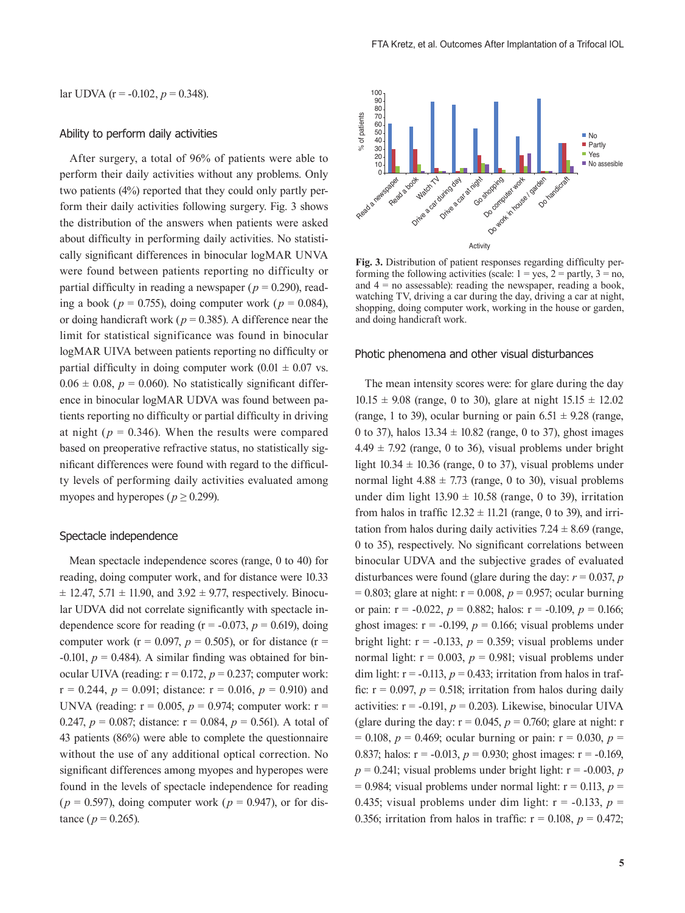lar UDVA (r = -0.102, $p$ = 0.348).

### Ability to perform daily activities

After surgery, a total of 96% of patients were able to perform their daily activities without any problems. Only two patients (4%) reported that they could only partly perform their daily activities following surgery. Fig. 3 shows the distribution of the answers when patients were asked about difficulty in performing daily activities. No statistically significant differences in binocular logMAR UNVA were found between patients reporting no difficulty or partial difficulty in reading a newspaper ($p$ = 0.290), reading a book ($p$ = 0.755), doing computer work ($p$ = 0.084), or doing handicraft work ($p$ = 0.385). A difference near the limit for statistical significance was found in binocular logMAR UIVA between patients reporting no difficulty or partial difficulty in doing computer work (0.01 ± 0.07 vs. 0.06 ± 0.08, $p$ = 0.060). No statistically significant difference in binocular logMAR UDVA was found between patients reporting no difficulty or partial difficulty in driving at night ($p$ = 0.346). When the results were compared based on preoperative refractive status, no statistically significant differences were found with regard to the difficulty levels of performing daily activities evaluated among myopes and hyperopes ($p \geq 0.299$).

### Spectacle independence

Mean spectacle independence scores (range, 0 to 40) for reading, doing computer work, and for distance were 10.33 ± 12.47, 5.71 ± 11.90, and 3.92 ± 9.77, respectively. Binocular UDVA did not correlate significantly with spectacle independence score for reading (r = -0.073, $p$ = 0.619), doing computer work (r = 0.097, $p$ = 0.505), or for distance (r = -0.101, $p$ = 0.484). A similar finding was obtained for binocular UIVA (reading: r = 0.172, $p$ = 0.237; computer work: r = 0.244, $p$ = 0.091; distance: r = 0.016, $p$ = 0.910) and UNVA (reading: r = 0.005, $p$ = 0.974; computer work: r = 0.247, $p$ = 0.087; distance: r = 0.084, $p$ = 0.561). A total of 43 patients (86%) were able to complete the questionnaire without the use of any additional optical correction. No significant differences among myopes and hyperopes were found in the levels of spectacle independence for reading ($p$ = 0.597), doing computer work ($p$ = 0.947), or for distance ($p$ = 0.265).

**Fig. 3.** Distribution of patient responses regarding difficulty performing the following activities (scale: 1 = yes, 2 = partly, 3 = no, and 4 = no assessable): reading the newspaper, reading a book, watching TV, driving a car during the day, driving a car at night, shopping, doing computer work, working in the house or garden, and doing handicraft work.

### Photic phenomena and other visual disturbances

The mean intensity scores were: for glare during the day 10.15 ± 9.08 (range, 0 to 30), glare at night 15.15 ± 12.02 (range, 1 to 39), ocular burning or pain 6.51 ± 9.28 (range, 0 to 37), halos 13.34 ± 10.82 (range, 0 to 37), ghost images 4.49 ± 7.92 (range, 0 to 36), visual problems under bright light 10.34 ± 10.36 (range, 0 to 37), visual problems under normal light 4.88 ± 7.73 (range, 0 to 30), visual problems under dim light 13.90 ± 10.58 (range, 0 to 39), irritation from halos in traffic 12.32 ± 11.21 (range, 0 to 39), and irritation from halos during daily activities 7.24 ± 8.69 (range, 0 to 35), respectively. No significant correlations between binocular UDVA and the subjective grades of evaluated disturbances were found (glare during the day: $r$ = 0.037, $p$ = 0.803; glare at night: r = 0.008, $p$ = 0.957; ocular burning or pain: r = -0.022, $p$ = 0.882; halos: r = -0.109, $p$ = 0.166; ghost images: r = -0.199, $p$ = 0.166; visual problems under bright light: r = -0.133, $p$ = 0.359; visual problems under normal light: r = 0.003, $p$ = 0.981; visual problems under dim light: r = -0.113, $p$ = 0.433; irritation from halos in traffic: r = 0.097, $p$ = 0.518; irritation from halos during daily activities: r = -0.191, $p$ = 0.203). Likewise, binocular UIVA (glare during the day: r = 0.045, $p$ = 0.760; glare at night: r = 0.108, $p$ = 0.469; ocular burning or pain: r = 0.030, $p$ = 0.837; halos: r = -0.013, $p$ = 0.930; ghost images: r = -0.169, $p$ = 0.241; visual problems under bright light: r = -0.003, $p$ = 0.984; visual problems under normal light: r = 0.113, $p$ = 0.435; visual problems under dim light: r = -0.133, $p$ = 0.356; irritation from halos in traffic: r = 0.108, $p$ = 0.472;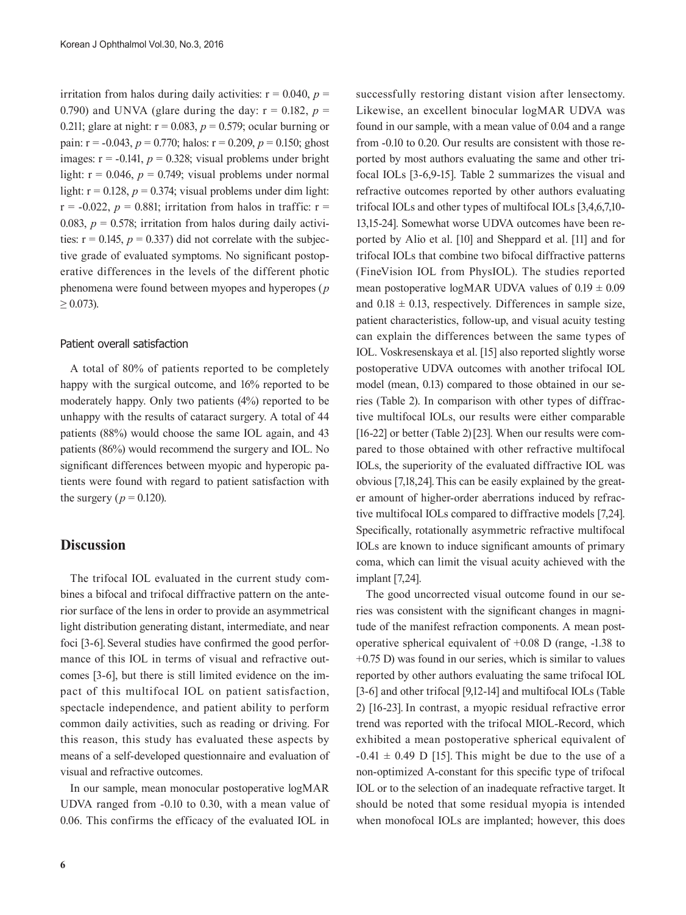irritation from halos during daily activities: r = 0.040, $p$ = 0.790) and UNVA (glare during the day: r = 0.182, $p$ = 0.211; glare at night: r = 0.083, $p$ = 0.579; ocular burning or pain: r = -0.043, $p$ = 0.770; halos: r = 0.209, $p$ = 0.150; ghost images: r = -0.141, $p$ = 0.328; visual problems under bright light: r = 0.046, $p$ = 0.749; visual problems under normal light: r = 0.128, $p$ = 0.374; visual problems under dim light: r = -0.022, $p$ = 0.881; irritation from halos in traffic: r = 0.083, $p$ = 0.578; irritation from halos during daily activities: r = 0.145, $p$ = 0.337) did not correlate with the subjective grade of evaluated symptoms. No significant postoperative differences in the levels of the different photic phenomena were found between myopes and hyperopes ($p \geq 0.073$).

### Patient overall satisfaction

A total of 80% of patients reported to be completely happy with the surgical outcome, and 16% reported to be moderately happy. Only two patients (4%) reported to be unhappy with the results of cataract surgery. A total of 44 patients (88%) would choose the same IOL again, and 43 patients (86%) would recommend the surgery and IOL. No significant differences between myopic and hyperopic patients were found with regard to patient satisfaction with the surgery ($p$ = 0.120).

## Discussion

The trifocal IOL evaluated in the current study combines a bifocal and trifocal diffractive pattern on the anterior surface of the lens in order to provide an asymmetrical light distribution generating distant, intermediate, and near foci [3-6]. Several studies have confirmed the good performance of this IOL in terms of visual and refractive outcomes [3-6], but there is still limited evidence on the impact of this multifocal IOL on patient satisfaction, spectacle independence, and patient ability to perform common daily activities, such as reading or driving. For this reason, this study has evaluated these aspects by means of a self-developed questionnaire and evaluation of visual and refractive outcomes.

In our sample, mean monocular postoperative logMAR UDVA ranged from -0.10 to 0.30, with a mean value of 0.06. This confirms the efficacy of the evaluated IOL in successfully restoring distant vision after lensectomy. Likewise, an excellent binocular logMAR UDVA was found in our sample, with a mean value of 0.04 and a range from -0.10 to 0.20. Our results are consistent with those reported by most authors evaluating the same and other trifocal IOLs [3-6,9-15]. Table 2 summarizes the visual and refractive outcomes reported by other authors evaluating trifocal IOLs and other types of multifocal IOLs [3,4,6,7,10-13,15-24]. Somewhat worse UDVA outcomes have been reported by Alio et al. [10] and Sheppard et al. [11] and for trifocal IOLs that combine two bifocal diffractive patterns (FineVision IOL from PhysIOL). The studies reported mean postoperative logMAR UDVA values of 0.19 ± 0.09 and 0.18 ± 0.13, respectively. Differences in sample size, patient characteristics, follow-up, and visual acuity testing can explain the differences between the same types of IOL. Voskresenskaya et al. [15] also reported slightly worse postoperative UDVA outcomes with another trifocal IOL model (mean, 0.13) compared to those obtained in our series (Table 2). In comparison with other types of diffractive multifocal IOLs, our results were either comparable [16-22] or better (Table 2) [23]. When our results were compared to those obtained with other refractive multifocal IOLs, the superiority of the evaluated diffractive IOL was obvious [7,18,24]. This can be easily explained by the greater amount of higher-order aberrations induced by refractive multifocal IOLs compared to diffractive models [7,24]. Specifically, rotationally asymmetric refractive multifocal IOLs are known to induce significant amounts of primary coma, which can limit the visual acuity achieved with the implant [7,24].

The good uncorrected visual outcome found in our series was consistent with the significant changes in magnitude of the manifest refraction components. A mean postoperative spherical equivalent of +0.08 D (range, -1.38 to +0.75 D) was found in our series, which is similar to values reported by other authors evaluating the same trifocal IOL [3-6] and other trifocal [9,12-14] and multifocal IOLs (Table 2) [16-23]. In contrast, a myopic residual refractive error trend was reported with the trifocal MIOL-Record, which exhibited a mean postoperative spherical equivalent of -0.41 ± 0.49 D [15]. This might be due to the use of a non-optimized A-constant for this specific type of trifocal IOL or to the selection of an inadequate refractive target. It should be noted that some residual myopia is intended when monofocal IOLs are implanted; however, this does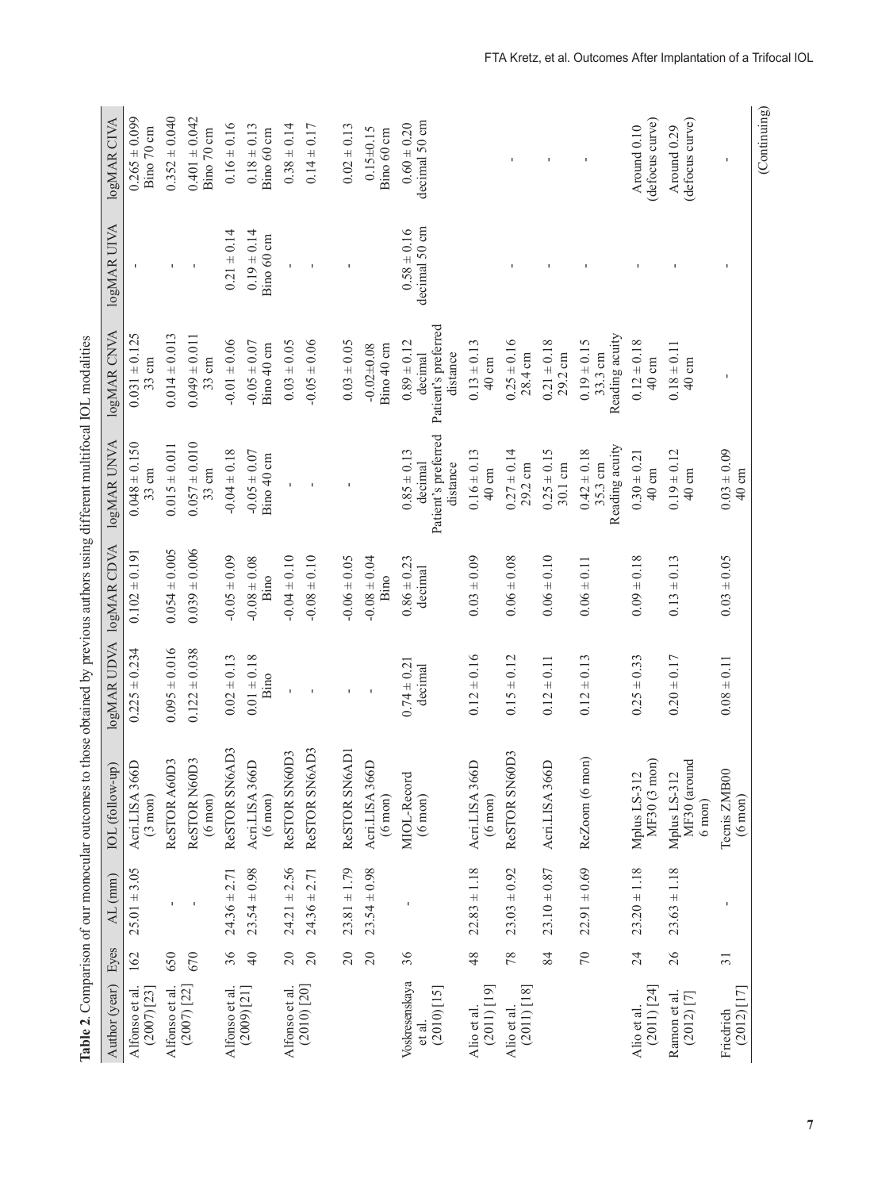**Table 2**. Comparison of our monocular outcomes to those obtained by previous authors using different multifocal IOL modalities

| Author (year) | Eyes | AL (mm) | IOL (follow-up) | logMAR UDVA | logMAR CDVA | logMAR UNVA | logMAR CNVA | logMAR UIVA | logMAR CIVA |
|---|---|---|---|---|---|---|---|---|---|
| Alfonso et al. (2007) [23] | 162 | 25.01 ± 3.05 | Acri.LISA 366D (3 mon) | 0.225 ± 0.234 | 0.102 ± 0.191 | 0.048 ± 0.150 33 cm | 0.031 ± 0.125 33 cm | - | 0.265 ± 0.099 Bino 70 cm |
| Alfonso et al. (2007) [22] | 650 | - | ReSTOR A60D3 | 0.095 ± 0.016 | 0.054 ± 0.005 | 0.015 ± 0.011 | 0.014 ± 0.013 | - | 0.352 ± 0.040 |
| | 670 | - | ReSTOR N60D3 (6 mon) | 0.122 ± 0.038 | 0.039 ± 0.006 | 0.057 ± 0.010 33 cm | 0.049 ± 0.011 33 cm | - | 0.401 ± 0.042 Bino 70 cm |
| Alfonso et al. (2009) [21] | 36 | 24.36 ± 2.71 | ReSTOR SN6AD3 | 0.02 ± 0.13 | -0.05 ± 0.09 | -0.04 ± 0.18 | -0.01 ± 0.06 | 0.21 ± 0.14 | 0.16 ± 0.16 |
| | 40 | 23.54 ± 0.98 | Acri.LISA 366D (6 mon) | 0.01 ± 0.18 Bino | -0.08 ± 0.08 Bino | -0.05 ± 0.07 Bino 40 cm | -0.05 ± 0.07 Bino 40 cm | 0.19 ± 0.14 Bino 60 cm | 0.18 ± 0.13 Bino 60 cm |
| Alfonso et al. (2010) [20] | 20 | 24.21 ± 2.56 | ReSTOR SN60D3 | - | -0.04 ± 0.10 | - | 0.03 ± 0.05 | - | 0.38 ± 0.14 |
| | 20 | 24.36 ± 2.71 | ReSTOR SN6AD3 | - | -0.08 ± 0.10 | - | -0.05 ± 0.06 | - | 0.14 ± 0.17 |
| | 20 | 23.81 ± 1.79 | ReSTOR SN6AD1 | - | -0.06 ± 0.05 | - | 0.03 ± 0.05 | - | 0.02 ± 0.13 |
| | 20 | 23.54 ± 0.98 | Acri.LISA 366D (6 mon) | - | -0.08 ± 0.04 Bino | - | -0.02±0.08 Bino 40 cm | - | 0.15±0.15 Bino 60 cm |
| Voskresenskaya et al. (2010) [15] | 36 | - | MIOL-Record (6 mon) | 0.74 ± 0.21 decimal | 0.86 ± 0.23 decimal | 0.85 ± 0.13 decimal Patient's preferred distance | 0.89 ± 0.12 decimal Patient's preferred distance | 0.58 ± 0.16 decimal 50 cm | 0.60 ± 0.20 decimal 50 cm |
| Alio et al. (2011) [19] | 48 | 22.83 ± 1.18 | Acri.LISA 366D (6 mon) | 0.12 ± 0.16 | 0.03 ± 0.09 | 0.16 ± 0.13 40 cm | 0.13 ± 0.13 40 cm | | - |
| Alio et al. (2011) [18] | 78 | 23.03 ± 0.92 | ReSTOR SN60D3 | 0.15 ± 0.12 | 0.06 ± 0.08 | 0.27 ± 0.14 29.2 cm | 0.25 ± 0.16 28.4 cm | - | - |
| | 84 | 23.10 ± 0.87 | Acri.LISA 366D | 0.12 ± 0.11 | 0.06 ± 0.10 | 0.25 ± 0.15 30.1 cm | 0.21 ± 0.18 29.2 cm | - | - |
| | 70 | 22.91 ± 0.69 | ReZoom (6 mon) | 0.12 ± 0.13 | 0.06 ± 0.11 | 0.42 ± 0.18 35.3 cm Reading acuity | 0.19 ± 0.15 33.3 cm Reading acuity | - | - |
| Alio et al. (2011) [24] | 24 | 23.20 ± 1.18 | Mplus LS-312 MF30 (3 mon) | 0.25 ± 0.33 | 0.09 ± 0.18 | 0.30 ± 0.21 40 cm | 0.12 ± 0.18 40 cm | - | Around 0.10 (defocus curve) |
| Ramon et al. (2012) [7] | 26 | 23.63 ± 1.18 | Mplus LS-312 MF30 (around 6 mon) | 0.20 ± 0.17 | 0.13 ± 0.13 | 0.19 ± 0.12 40 cm | 0.18 ± 0.11 40 cm | - | Around 0.29 (defocus curve) |
| Friedrich (2012) [17] | 31 | - | Tecnis ZMB00 (6 mon) | 0.08 ± 0.11 | 0.03 ± 0.05 | 0.03 ± 0.09 40 cm | - | - | - |

(Continuing)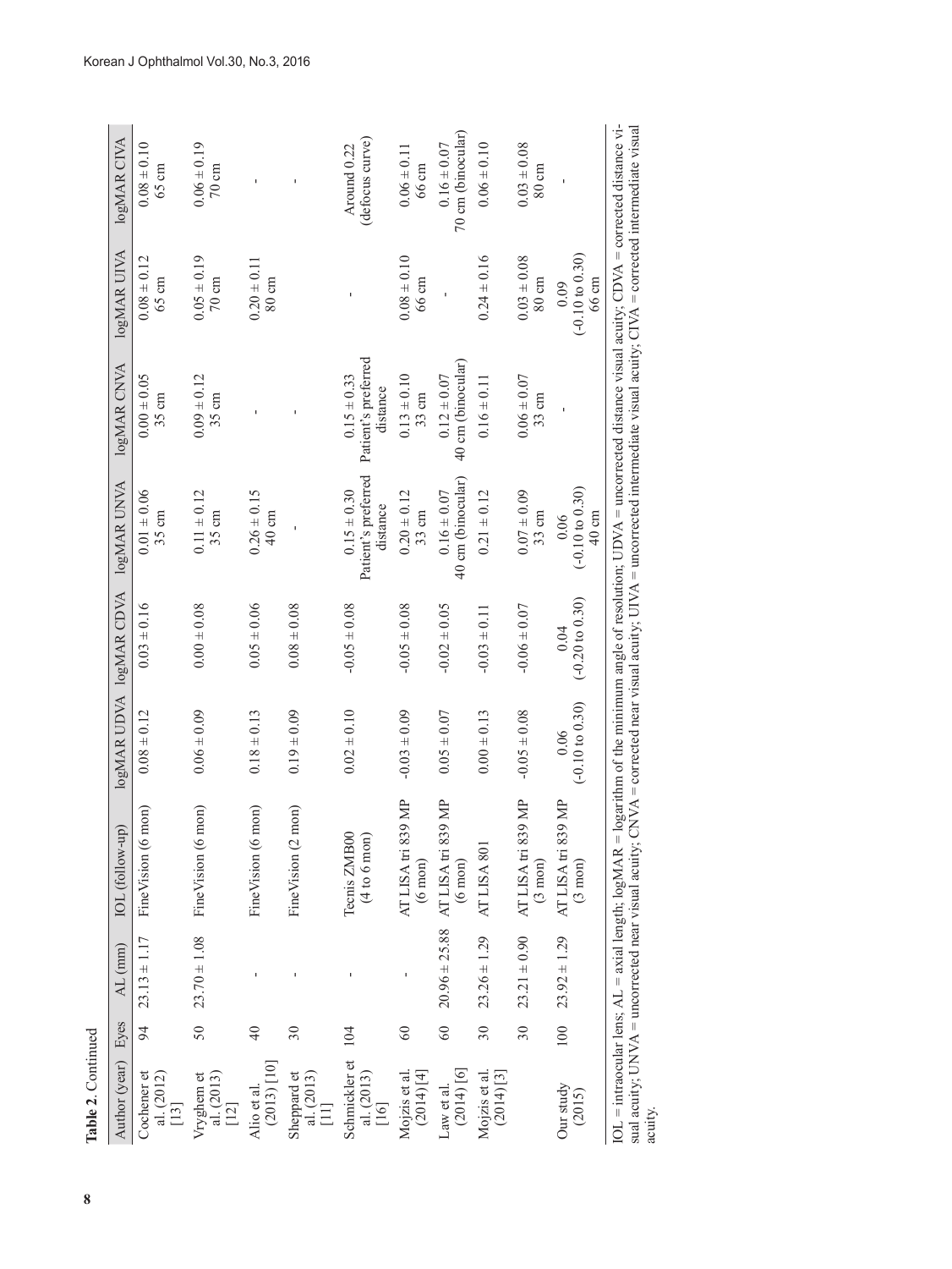**Table 2.** Continued

| Author (year) | Eyes | AL (mm) | IOL (follow-up) | logMAR UDVA | logMAR CDVA | logMAR UNVA | logMAR CNVA | logMAR UIVA | logMAR CIVA |
|---|---|---|---|---|---|---|---|---|---|
| Cochener et al. (2012) [13] | 94 | 23.13 ± 1.17 | FineVision (6 mon) | 0.08 ± 0.12 | 0.03 ± 0.16 | 0.01 ± 0.06 35 cm | 0.00 ± 0.05 35 cm | 0.08 ± 0.12 65 cm | 0.08 ± 0.10 65 cm |
| Vryghem et al. (2013) [12] | 50 | 23.70 ± 1.08 | FineVision (6 mon) | 0.06 ± 0.09 | 0.00 ± 0.08 | 0.11 ± 0.12 35 cm | 0.09 ± 0.12 35 cm | 0.05 ± 0.19 70 cm | 0.06 ± 0.19 70 cm |
| Alio et al. (2013) [10] | 40 | - | FineVision (6 mon) | 0.18 ± 0.13 | 0.05 ± 0.06 | 0.26 ± 0.15 40 cm | - | 0.20 ± 0.11 80 cm | - |
| Sheppard et al. (2013) [11] | 30 | - | FineVision (2 mon) | 0.19 ± 0.09 | 0.08 ± 0.08 | - | - | | - |
| Schmickler et al. (2013) [16] | 104 | - | Tecnis ZMB00 (4 to 6 mon) | 0.02 ± 0.10 | -0.05 ± 0.08 | 0.15 ± 0.30 Patient's preferred distance | 0.15 ± 0.33 Patient's preferred distance | - | Around 0.22 (defocus curve) |
| Mojzis et al. (2014) [4] | 60 | - | AT LISA tri 839 MP (6 mon) | -0.03 ± 0.09 | -0.05 ± 0.08 | 0.20 ± 0.12 33 cm | 0.13 ± 0.10 33 cm | 0.08 ± 0.10 66 cm | 0.06 ± 0.11 66 cm |
| Law et al. (2014) [6] | 60 | 20.96 ± 25.88 | AT LISA tri 839 MP (6 mon) | 0.05 ± 0.07 | -0.02 ± 0.05 | 0.16 ± 0.07 40 cm (binocular) | 0.12 ± 0.07 40 cm (binocular) | - | 0.16 ± 0.07 70 cm (binocular) |
| Mojzis et al. (2014) [3] | 30 | 23.26 ± 1.29 | AT LISA 801 | 0.00 ± 0.13 | -0.03 ± 0.11 | 0.21 ± 0.12 | 0.16 ± 0.11 | 0.24 ± 0.16 | 0.06 ± 0.10 |
| | 30 | 23.21 ± 0.90 | AT LISA tri 839 MP (3 mon) | -0.05 ± 0.08 | -0.06 ± 0.07 | 0.07 ± 0.09 33 cm | 0.06 ± 0.07 33 cm | 0.03 ± 0.08 80 cm | 0.03 ± 0.08 80 cm |
| Our study (2015) | 100 | 23.92 ± 1.29 | AT LISA tri 839 MP (3 mon) | 0.06 (-0.10 to 0.30) | 0.04 (-0.20 to 0.30) | 0.06 (-0.10 to 0.30) 40 cm | - | 0.09 (-0.10 to 0.30) 66 cm | - |

IOL = intraocular lens; AL = axial length; logMAR = logarithm of the minimum angle of resolution; UDVA = uncorrected distance visual acuity; CDVA = corrected distance visual acuity; UNVA = uncorrected near visual acuity; CNVA = corrected near visual acuity; UIVA = uncorrected intermediate visual acuity; CIVA = corrected intermediate visual acuity.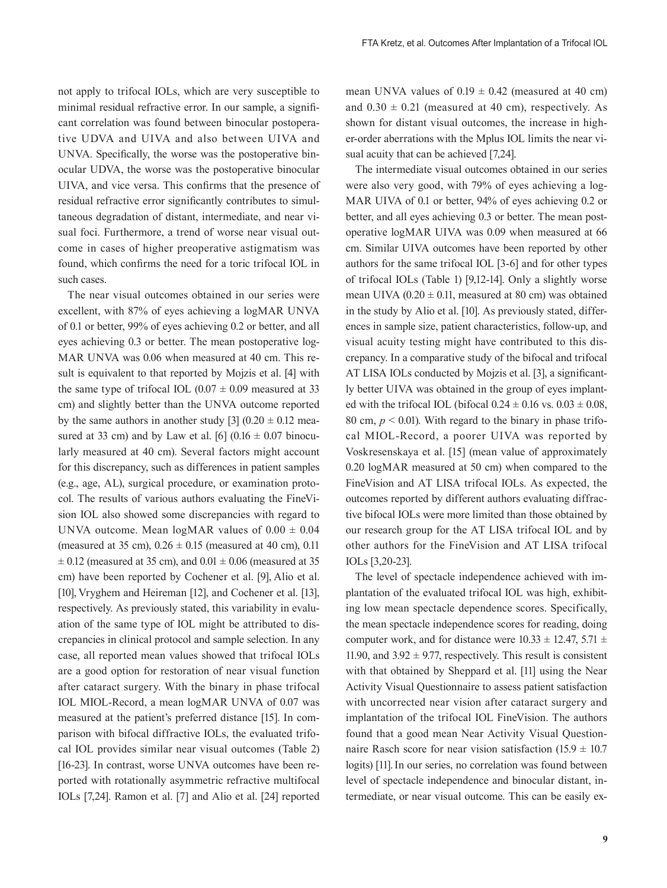not apply to trifocal IOLs, which are very susceptible to minimal residual refractive error. In our sample, a significant correlation was found between binocular postoperative UDVA and UIVA and also between UIVA and UNVA. Specifically, the worse was the postoperative binocular UDVA, the worse was the postoperative binocular UIVA, and vice versa. This confirms that the presence of residual refractive error significantly contributes to simultaneous degradation of distant, intermediate, and near visual foci. Furthermore, a trend of worse near visual outcome in cases of higher preoperative astigmatism was found, which confirms the need for a toric trifocal IOL in such cases.

The near visual outcomes obtained in our series were excellent, with 87% of eyes achieving a logMAR UNVA of 0.1 or better, 99% of eyes achieving 0.2 or better, and all eyes achieving 0.3 or better. The mean postoperative logMAR UNVA was 0.06 when measured at 40 cm. This result is equivalent to that reported by Mojzis et al. [4] with the same type of trifocal IOL ($0.07 \pm 0.09$ measured at 33 cm) and slightly better than the UNVA outcome reported by the same authors in another study [3] ($0.20 \pm 0.12$ measured at 33 cm) and by Law et al. [6] ($0.16 \pm 0.07$ binocularly measured at 40 cm). Several factors might account for this discrepancy, such as differences in patient samples (e.g., age, AL), surgical procedure, or examination protocol. The results of various authors evaluating the FineVision IOL also showed some discrepancies with regard to UNVA outcome. Mean logMAR values of $0.00 \pm 0.04$ (measured at 35 cm), $0.26 \pm 0.15$ (measured at 40 cm), $0.11 \pm 0.12$ (measured at 35 cm), and $0.01 \pm 0.06$ (measured at 35 cm) have been reported by Cochener et al. [9], Alio et al. [10], Vryghem and Heireman [12], and Cochener et al. [13], respectively. As previously stated, this variability in evaluation of the same type of IOL might be attributed to discrepancies in clinical protocol and sample selection. In any case, all reported mean values showed that trifocal IOLs are a good option for restoration of near visual function after cataract surgery. With the binary in phase trifocal IOL MIOL-Record, a mean logMAR UNVA of 0.07 was measured at the patient's preferred distance [15]. In comparison with bifocal diffractive IOLs, the evaluated trifocal IOL provides similar near visual outcomes (Table 2) [16-23]. In contrast, worse UNVA outcomes have been reported with rotationally asymmetric refractive multifocal IOLs [7,24]. Ramon et al. [7] and Alio et al. [24] reported mean UNVA values of $0.19 \pm 0.42$ (measured at 40 cm) and $0.30 \pm 0.21$ (measured at 40 cm), respectively. As shown for distant visual outcomes, the increase in higher-order aberrations with the Mplus IOL limits the near visual acuity that can be achieved [7,24].

The intermediate visual outcomes obtained in our series were also very good, with 79% of eyes achieving a logMAR UIVA of 0.1 or better, 94% of eyes achieving 0.2 or better, and all eyes achieving 0.3 or better. The mean postoperative logMAR UIVA was 0.09 when measured at 66 cm. Similar UIVA outcomes have been reported by other authors for the same trifocal IOL [3-6] and for other types of trifocal IOLs (Table 1) [9,12-14]. Only a slightly worse mean UIVA ($0.20 \pm 0.11$, measured at 80 cm) was obtained in the study by Alio et al. [10]. As previously stated, differences in sample size, patient characteristics, follow-up, and visual acuity testing might have contributed to this discrepancy. In a comparative study of the bifocal and trifocal AT LISA IOLs conducted by Mojzis et al. [3], a significantly better UIVA was obtained in the group of eyes implanted with the trifocal IOL (bifocal $0.24 \pm 0.16$ vs. $0.03 \pm 0.08$, 80 cm, $p < 0.01$). With regard to the binary in phase trifocal MIOL-Record, a poorer UIVA was reported by Voskresenskaya et al. [15] (mean value of approximately 0.20 logMAR measured at 50 cm) when compared to the FineVision and AT LISA trifocal IOLs. As expected, the outcomes reported by different authors evaluating diffractive bifocal IOLs were more limited than those obtained by our research group for the AT LISA trifocal IOL and by other authors for the FineVision and AT LISA trifocal IOLs [3,20-23].

The level of spectacle independence achieved with implantation of the evaluated trifocal IOL was high, exhibiting low mean spectacle dependence scores. Specifically, the mean spectacle independence scores for reading, doing computer work, and for distance were $10.33 \pm 12.47$, $5.71 \pm 11.90$, and $3.92 \pm 9.77$, respectively. This result is consistent with that obtained by Sheppard et al. [11] using the Near Activity Visual Questionnaire to assess patient satisfaction with uncorrected near vision after cataract surgery and implantation of the trifocal IOL FineVision. The authors found that a good mean Near Activity Visual Questionnaire Rasch score for near vision satisfaction ($15.9 \pm 10.7$ logits) [11]. In our series, no correlation was found between level of spectacle independence and binocular distant, intermediate, or near visual outcome. This can be easily ex-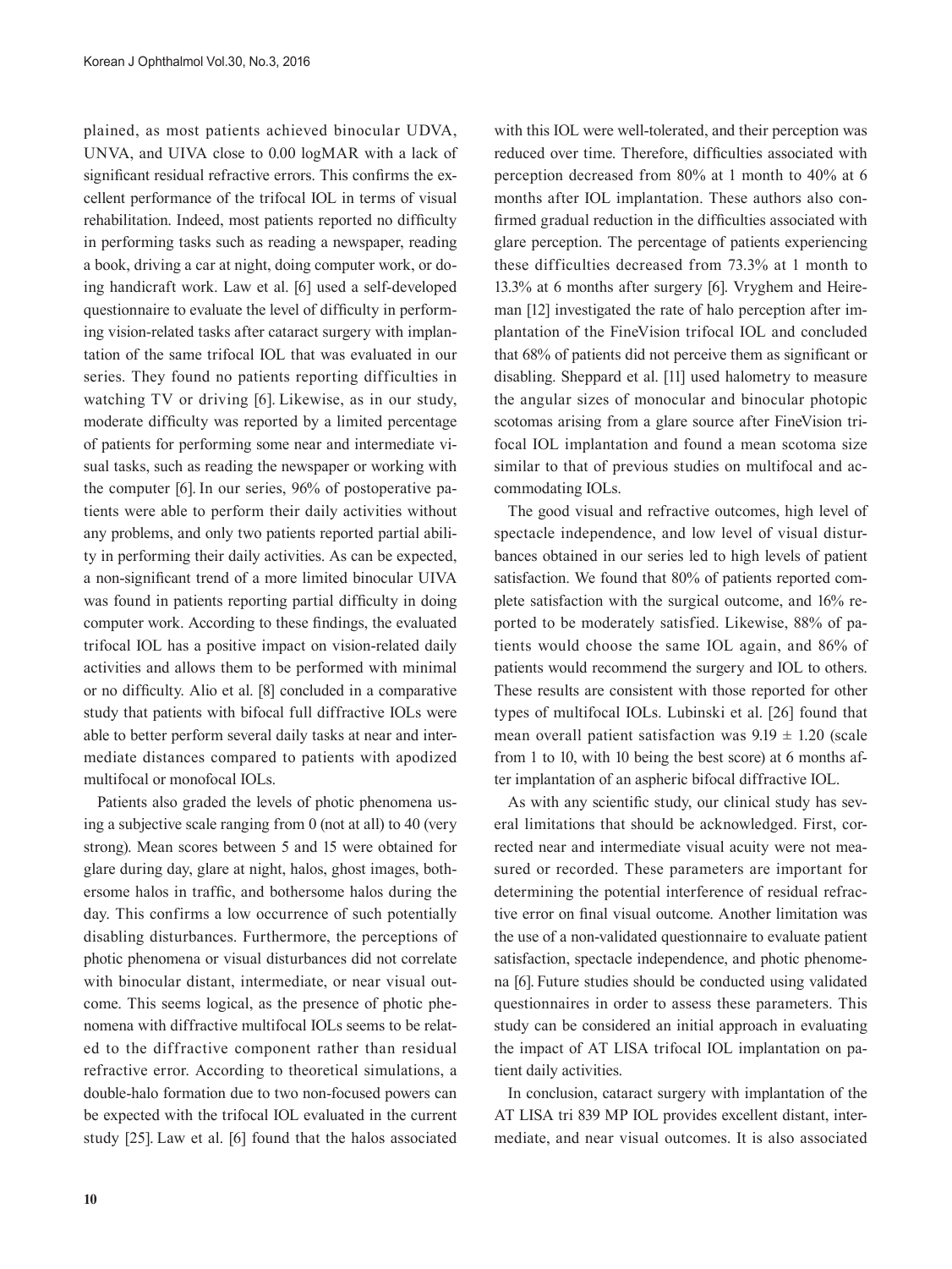plained, as most patients achieved binocular UDVA, UNVA, and UIVA close to 0.00 logMAR with a lack of significant residual refractive errors. This confirms the excellent performance of the trifocal IOL in terms of visual rehabilitation. Indeed, most patients reported no difficulty in performing tasks such as reading a newspaper, reading a book, driving a car at night, doing computer work, or doing handicraft work. Law et al. [6] used a self-developed questionnaire to evaluate the level of difficulty in performing vision-related tasks after cataract surgery with implantation of the same trifocal IOL that was evaluated in our series. They found no patients reporting difficulties in watching TV or driving [6]. Likewise, as in our study, moderate difficulty was reported by a limited percentage of patients for performing some near and intermediate visual tasks, such as reading the newspaper or working with the computer [6]. In our series, 96% of postoperative patients were able to perform their daily activities without any problems, and only two patients reported partial ability in performing their daily activities. As can be expected, a non-significant trend of a more limited binocular UIVA was found in patients reporting partial difficulty in doing computer work. According to these findings, the evaluated trifocal IOL has a positive impact on vision-related daily activities and allows them to be performed with minimal or no difficulty. Alio et al. [8] concluded in a comparative study that patients with bifocal full diffractive IOLs were able to better perform several daily tasks at near and intermediate distances compared to patients with apodized multifocal or monofocal IOLs.

Patients also graded the levels of photic phenomena using a subjective scale ranging from 0 (not at all) to 40 (very strong). Mean scores between 5 and 15 were obtained for glare during day, glare at night, halos, ghost images, bothersome halos in traffic, and bothersome halos during the day. This confirms a low occurrence of such potentially disabling disturbances. Furthermore, the perceptions of photic phenomena or visual disturbances did not correlate with binocular distant, intermediate, or near visual outcome. This seems logical, as the presence of photic phenomena with diffractive multifocal IOLs seems to be related to the diffractive component rather than residual refractive error. According to theoretical simulations, a double-halo formation due to two non-focused powers can be expected with the trifocal IOL evaluated in the current study [25]. Law et al. [6] found that the halos associated with this IOL were well-tolerated, and their perception was reduced over time. Therefore, difficulties associated with perception decreased from 80% at 1 month to 40% at 6 months after IOL implantation. These authors also confirmed gradual reduction in the difficulties associated with glare perception. The percentage of patients experiencing these difficulties decreased from 73.3% at 1 month to 13.3% at 6 months after surgery [6]. Vryghem and Heireman [12] investigated the rate of halo perception after implantation of the FineVision trifocal IOL and concluded that 68% of patients did not perceive them as significant or disabling. Sheppard et al. [11] used halometry to measure the angular sizes of monocular and binocular photopic scotomas arising from a glare source after FineVision trifocal IOL implantation and found a mean scotoma size similar to that of previous studies on multifocal and accommodating IOLs.

The good visual and refractive outcomes, high level of spectacle independence, and low level of visual disturbances obtained in our series led to high levels of patient satisfaction. We found that 80% of patients reported complete satisfaction with the surgical outcome, and 16% reported to be moderately satisfied. Likewise, 88% of patients would choose the same IOL again, and 86% of patients would recommend the surgery and IOL to others. These results are consistent with those reported for other types of multifocal IOLs. Lubinski et al. [26] found that mean overall patient satisfaction was $9.19 \pm 1.20$ (scale from 1 to 10, with 10 being the best score) at 6 months after implantation of an aspheric bifocal diffractive IOL.

As with any scientific study, our clinical study has several limitations that should be acknowledged. First, corrected near and intermediate visual acuity were not measured or recorded. These parameters are important for determining the potential interference of residual refractive error on final visual outcome. Another limitation was the use of a non-validated questionnaire to evaluate patient satisfaction, spectacle independence, and photic phenomena [6]. Future studies should be conducted using validated questionnaires in order to assess these parameters. This study can be considered an initial approach in evaluating the impact of AT LISA trifocal IOL implantation on patient daily activities.

In conclusion, cataract surgery with implantation of the AT LISA tri 839 MP IOL provides excellent distant, intermediate, and near visual outcomes. It is also associated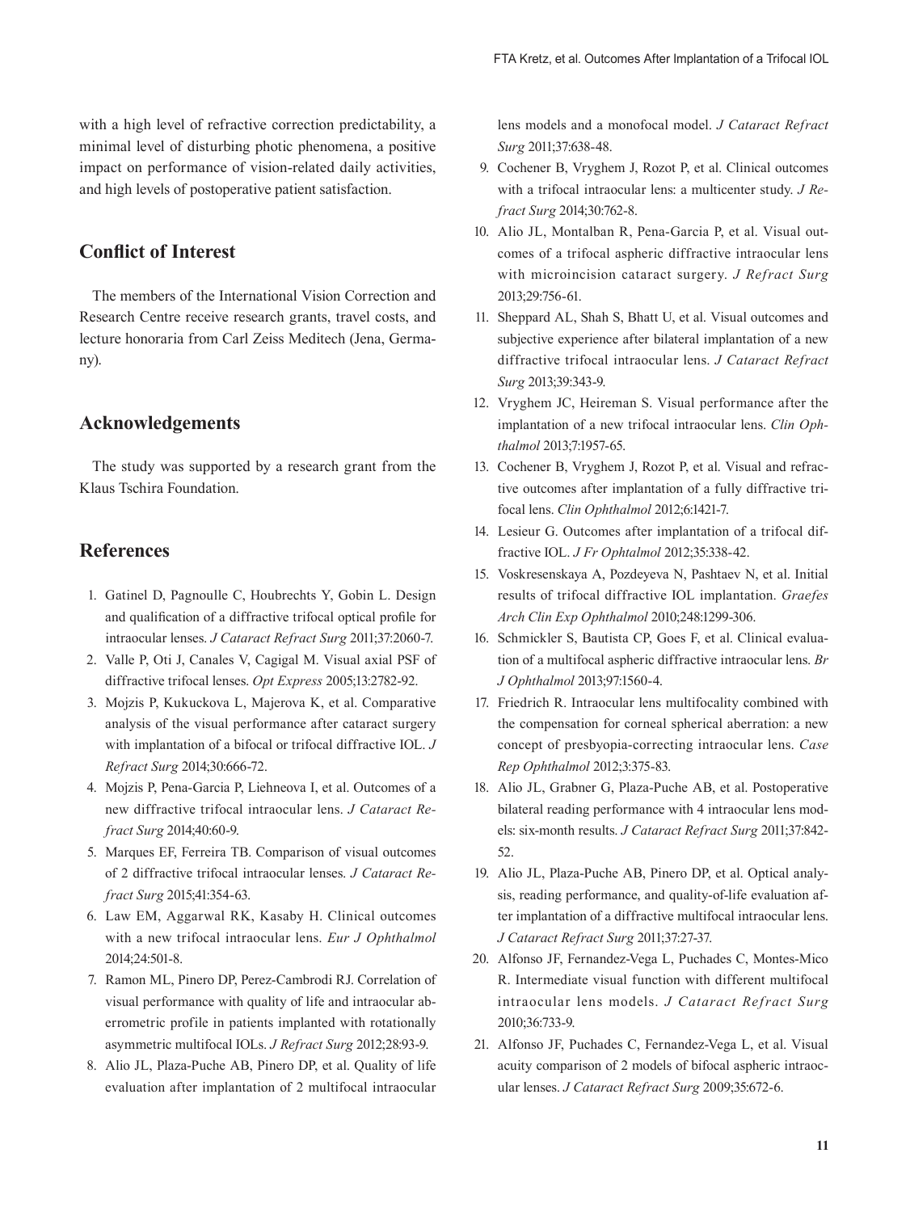with a high level of refractive correction predictability, a minimal level of disturbing photic phenomena, a positive impact on performance of vision-related daily activities, and high levels of postoperative patient satisfaction.

## Conflict of Interest

The members of the International Vision Correction and Research Centre receive research grants, travel costs, and lecture honoraria from Carl Zeiss Meditech (Jena, Germany).

## Acknowledgements

The study was supported by a research grant from the Klaus Tschira Foundation.

## References

1. Gatinel D, Pagnoulle C, Houbrechts Y, Gobin L. Design and qualification of a diffractive trifocal optical profile for intraocular lenses. *J Cataract Refract Surg* 2011;37:2060-7.
2. Valle P, Oti J, Canales V, Cagigal M. Visual axial PSF of diffractive trifocal lenses. *Opt Express* 2005;13:2782-92.
3. Mojzis P, Kukuckova L, Majerova K, et al. Comparative analysis of the visual performance after cataract surgery with implantation of a bifocal or trifocal diffractive IOL. *J Refract Surg* 2014;30:666-72.
4. Mojzis P, Pena-Garcia P, Liehneova I, et al. Outcomes of a new diffractive trifocal intraocular lens. *J Cataract Refract Surg* 2014;40:60-9.
5. Marques EF, Ferreira TB. Comparison of visual outcomes of 2 diffractive trifocal intraocular lenses. *J Cataract Refract Surg* 2015;41:354-63.
6. Law EM, Aggarwal RK, Kasaby H. Clinical outcomes with a new trifocal intraocular lens. *Eur J Ophthalmol* 2014;24:501-8.
7. Ramon ML, Pinero DP, Perez-Cambrodi RJ. Correlation of visual performance with quality of life and intraocular aberrometric profile in patients implanted with rotationally asymmetric multifocal IOLs. *J Refract Surg* 2012;28:93-9.
8. Alio JL, Plaza-Puche AB, Pinero DP, et al. Quality of life evaluation after implantation of 2 multifocal intraocular lens models and a monofocal model. *J Cataract Refract Surg* 2011;37:638-48.
9. Cochener B, Vryghem J, Rozot P, et al. Clinical outcomes with a trifocal intraocular lens: a multicenter study. *J Refract Surg* 2014;30:762-8.
10. Alio JL, Montalban R, Pena-Garcia P, et al. Visual outcomes of a trifocal aspheric diffractive intraocular lens with microincision cataract surgery. *J Refract Surg* 2013;29:756-61.
11. Sheppard AL, Shah S, Bhatt U, et al. Visual outcomes and subjective experience after bilateral implantation of a new diffractive trifocal intraocular lens. *J Cataract Refract Surg* 2013;39:343-9.
12. Vryghem JC, Heireman S. Visual performance after the implantation of a new trifocal intraocular lens. *Clin Ophthalmol* 2013;7:1957-65.
13. Cochener B, Vryghem J, Rozot P, et al. Visual and refractive outcomes after implantation of a fully diffractive trifocal lens. *Clin Ophthalmol* 2012;6:1421-7.
14. Lesieur G. Outcomes after implantation of a trifocal diffractive IOL. *J Fr Ophtalmol* 2012;35:338-42.
15. Voskresenskaya A, Pozdeyeva N, Pashtaev N, et al. Initial results of trifocal diffractive IOL implantation. *Graefes Arch Clin Exp Ophthalmol* 2010;248:1299-306.
16. Schmickler S, Bautista CP, Goes F, et al. Clinical evaluation of a multifocal aspheric diffractive intraocular lens. *Br J Ophthalmol* 2013;97:1560-4.
17. Friedrich R. Intraocular lens multifocality combined with the compensation for corneal spherical aberration: a new concept of presbyopia-correcting intraocular lens. *Case Rep Ophthalmol* 2012;3:375-83.
18. Alio JL, Grabner G, Plaza-Puche AB, et al. Postoperative bilateral reading performance with 4 intraocular lens models: six-month results. *J Cataract Refract Surg* 2011;37:842-52.
19. Alio JL, Plaza-Puche AB, Pinero DP, et al. Optical analysis, reading performance, and quality-of-life evaluation after implantation of a diffractive multifocal intraocular lens. *J Cataract Refract Surg* 2011;37:27-37.
20. Alfonso JF, Fernandez-Vega L, Puchades C, Montes-Mico R. Intermediate visual function with different multifocal intraocular lens models. *J Cataract Refract Surg* 2010;36:733-9.
21. Alfonso JF, Puchades C, Fernandez-Vega L, et al. Visual acuity comparison of 2 models of bifocal aspheric intraocular lenses. *J Cataract Refract Surg* 2009;35:672-6.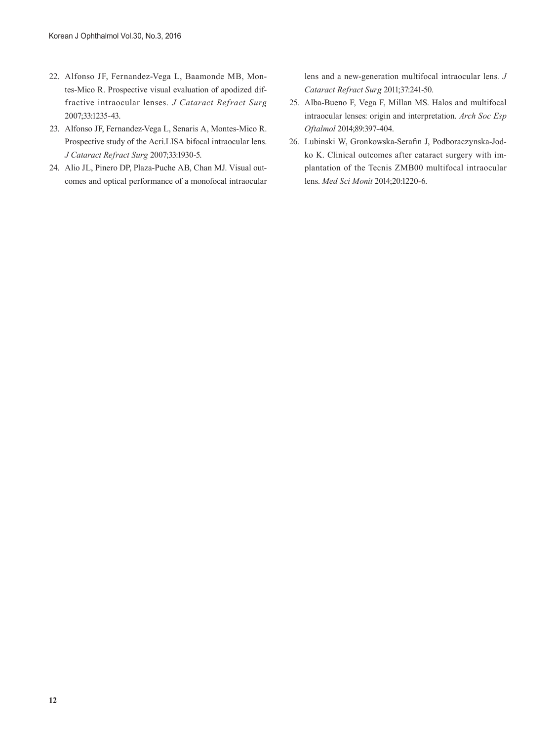22. Alfonso JF, Fernandez-Vega L, Baamonde MB, Montes-Mico R. Prospective visual evaluation of apodized diffractive intraocular lenses. *J Cataract Refract Surg* 2007;33:1235-43.
23. Alfonso JF, Fernandez-Vega L, Senaris A, Montes-Mico R. Prospective study of the Acri.LISA bifocal intraocular lens. *J Cataract Refract Surg* 2007;33:1930-5.
24. Alio JL, Pinero DP, Plaza-Puche AB, Chan MJ. Visual outcomes and optical performance of a monofocal intraocular lens and a new-generation multifocal intraocular lens. *J Cataract Refract Surg* 2011;37:241-50.
25. Alba-Bueno F, Vega F, Millan MS. Halos and multifocal intraocular lenses: origin and interpretation. *Arch Soc Esp Oftalmol* 2014;89:397-404.
26. Lubinski W, Gronkowska-Serafin J, Podboraczynska-Jodko K. Clinical outcomes after cataract surgery with implantation of the Tecnis ZMB00 multifocal intraocular lens. *Med Sci Monit* 2014;20:1220-6.